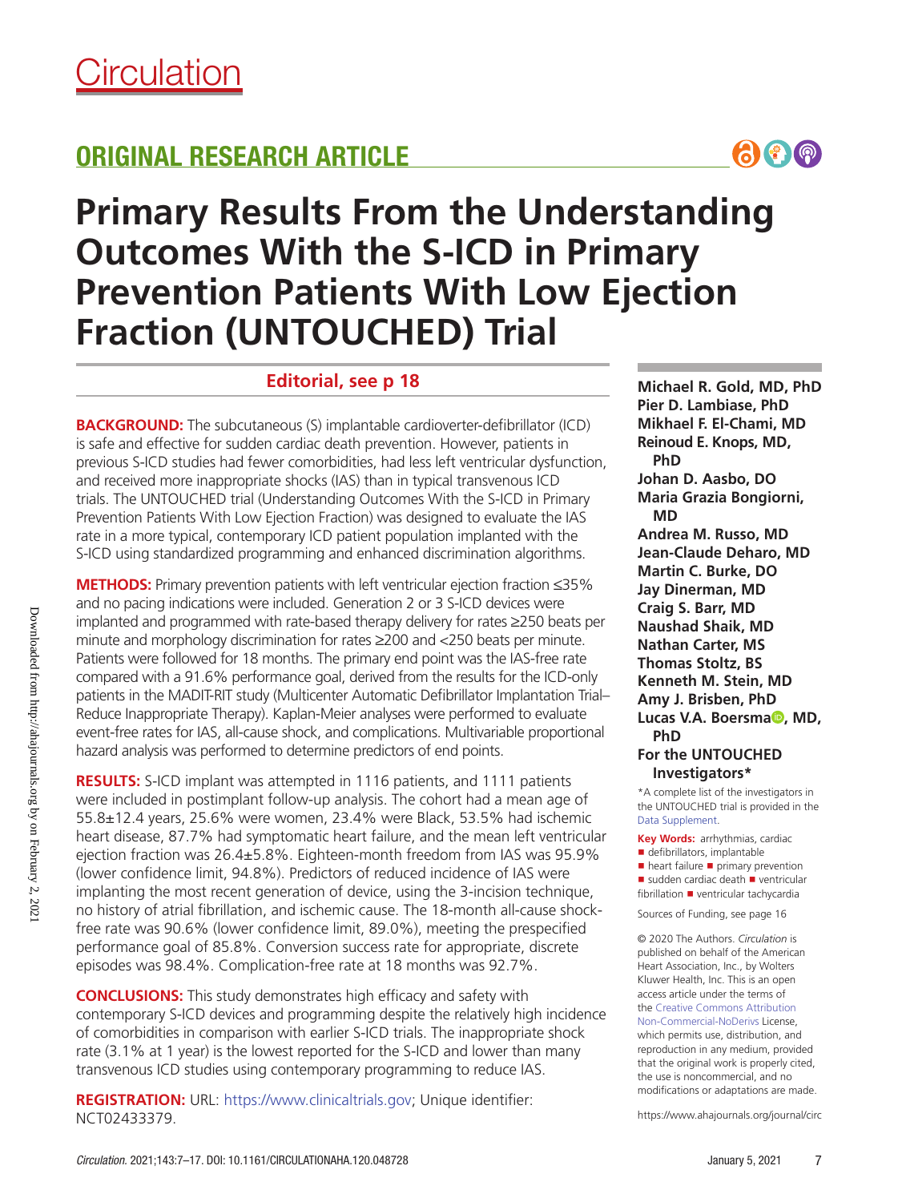# Circulation

## ORIGINAL RESEARCH ARTICLE

# Primary Results From the Understanding Outcomes With the S-ICD in Primary Prevention Patients With Low Ejection Fraction (UNTOUCHED) Trial

**Editorial, see p 18**

**Michael R. Gold, MD, PhD**
**Pier D. Lambiase, PhD**
**Mikhael F. El-Chami, MD**
**Reinoud E. Knops, MD, PhD**
**Johan D. Aasbo, DO**
**Maria Grazia Bongiorni, MD**
**Andrea M. Russo, MD**
**Jean-Claude Deharo, MD**
**Martin C. Burke, DO**
**Jay Dinerman, MD**
**Craig S. Barr, MD**
**Naushad Shaik, MD**
**Nathan Carter, MS**
**Thomas Stoltz, BS**
**Kenneth M. Stein, MD**
**Amy J. Brisben, PhD**
**Lucas V.A. Boersma, MD, PhD**
**For the UNTOUCHED Investigators***

*A complete list of the investigators in the UNTOUCHED trial is provided in the Data Supplement.

**BACKGROUND:** The subcutaneous (S) implantable cardioverter-defibrillator (ICD) is safe and effective for sudden cardiac death prevention. However, patients in previous S-ICD studies had fewer comorbidities, had less left ventricular dysfunction, and received more inappropriate shocks (IAS) than in typical transvenous ICD trials. The UNTOUCHED trial (Understanding Outcomes With the S-ICD in Primary Prevention Patients With Low Ejection Fraction) was designed to evaluate the IAS rate in a more typical, contemporary ICD patient population implanted with the S-ICD using standardized programming and enhanced discrimination algorithms.

**METHODS:** Primary prevention patients with left ventricular ejection fraction ≤35% and no pacing indications were included. Generation 2 or 3 S-ICD devices were implanted and programmed with rate-based therapy delivery for rates ≥250 beats per minute and morphology discrimination for rates ≥200 and <250 beats per minute. Patients were followed for 18 months. The primary end point was the IAS-free rate compared with a 91.6% performance goal, derived from the results for the ICD-only patients in the MADIT-RIT study (Multicenter Automatic Defibrillator Implantation Trial–Reduce Inappropriate Therapy). Kaplan-Meier analyses were performed to evaluate event-free rates for IAS, all-cause shock, and complications. Multivariable proportional hazard analysis was performed to determine predictors of end points.

**RESULTS:** S-ICD implant was attempted in 1116 patients, and 1111 patients were included in postimplant follow-up analysis. The cohort had a mean age of 55.8±12.4 years, 25.6% were women, 23.4% were Black, 53.5% had ischemic heart disease, 87.7% had symptomatic heart failure, and the mean left ventricular ejection fraction was 26.4±5.8%. Eighteen-month freedom from IAS was 95.9% (lower confidence limit, 94.8%). Predictors of reduced incidence of IAS were implanting the most recent generation of device, using the 3-incision technique, no history of atrial fibrillation, and ischemic cause. The 18-month all-cause shock-free rate was 90.6% (lower confidence limit, 89.0%), meeting the prespecified performance goal of 85.8%. Conversion success rate for appropriate, discrete episodes was 98.4%. Complication-free rate at 18 months was 92.7%.

**CONCLUSIONS:** This study demonstrates high efficacy and safety with contemporary S-ICD devices and programming despite the relatively high incidence of comorbidities in comparison with earlier S-ICD trials. The inappropriate shock rate (3.1% at 1 year) is the lowest reported for the S-ICD and lower than many transvenous ICD studies using contemporary programming to reduce IAS.

**REGISTRATION:** URL: https://www.clinicaltrials.gov; Unique identifier: NCT02433379.

**Key Words:** arrhythmias, cardiac ■ defibrillators, implantable ■ heart failure ■ primary prevention ■ sudden cardiac death ■ ventricular fibrillation ■ ventricular tachycardia

Sources of Funding, see page 16

© 2020 The Authors. *Circulation* is published on behalf of the American Heart Association, Inc., by Wolters Kluwer Health, Inc. This is an open access article under the terms of the Creative Commons Attribution Non-Commercial-NoDerivs License, which permits use, distribution, and reproduction in any medium, provided that the original work is properly cited, the use is noncommercial, and no modifications or adaptations are made.

https://www.ahajournals.org/journal/circ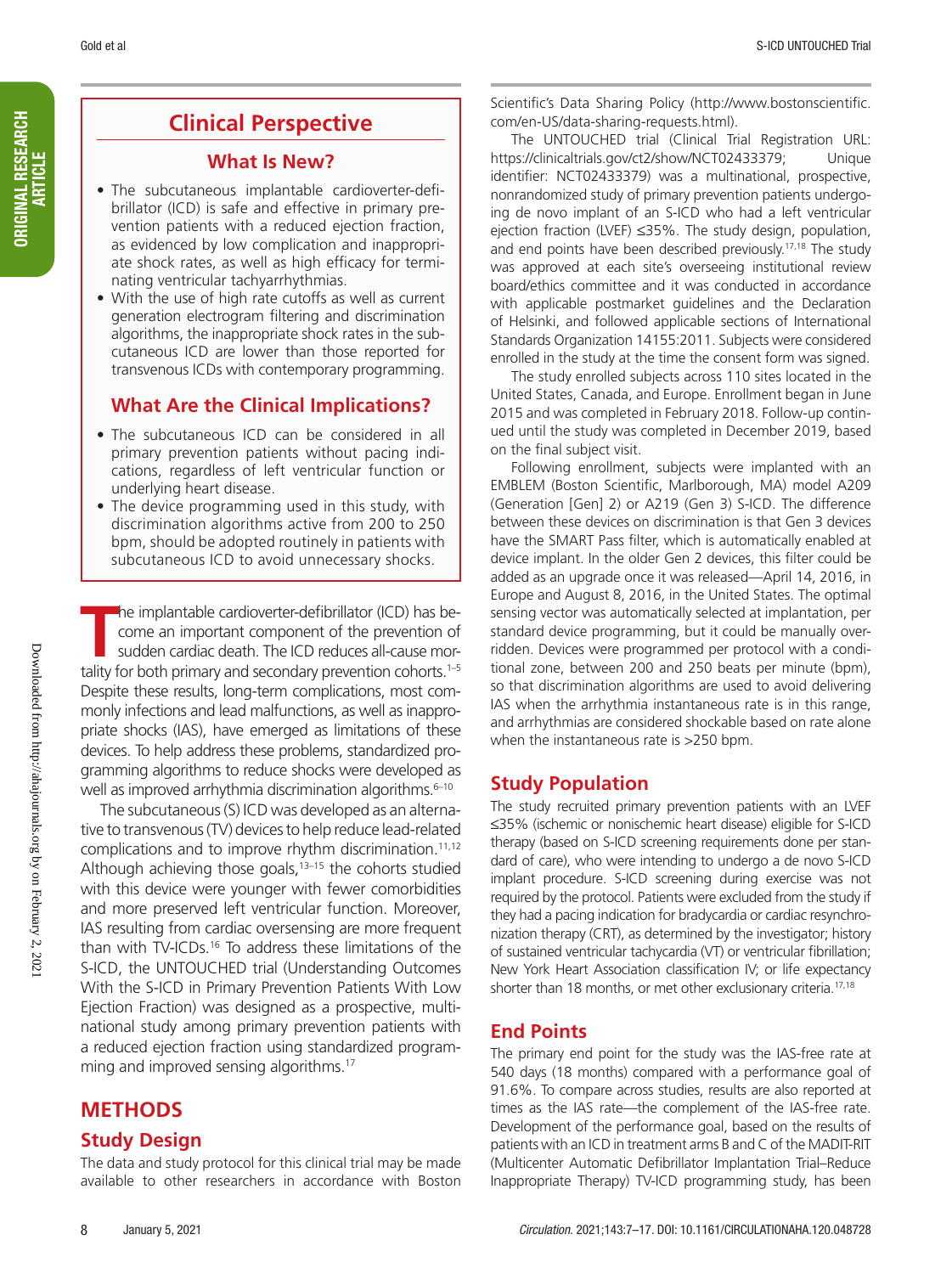## Clinical Perspective

### What Is New?

- The subcutaneous implantable cardioverter-defibrillator (ICD) is safe and effective in primary prevention patients with a reduced ejection fraction, as evidenced by low complication and inappropriate shock rates, as well as high efficacy for terminating ventricular tachyarrhythmias.
- With the use of high rate cutoffs as well as current generation electrogram filtering and discrimination algorithms, the inappropriate shock rates in the subcutaneous ICD are lower than those reported for transvenous ICDs with contemporary programming.

### What Are the Clinical Implications?

- The subcutaneous ICD can be considered in all primary prevention patients without pacing indications, regardless of left ventricular function or underlying heart disease.
- The device programming used in this study, with discrimination algorithms active from 200 to 250 bpm, should be adopted routinely in patients with subcutaneous ICD to avoid unnecessary shocks.

The implantable cardioverter-defibrillator (ICD) has become an important component of the prevention of sudden cardiac death. The ICD reduces all-cause mortality for both primary and secondary prevention cohorts.[1–5] Despite these results, long-term complications, most commonly infections and lead malfunctions, as well as inappropriate shocks (IAS), have emerged as limitations of these devices. To help address these problems, standardized programming algorithms to reduce shocks were developed as well as improved arrhythmia discrimination algorithms.[6–10]

The subcutaneous (S) ICD was developed as an alternative to transvenous (TV) devices to help reduce lead-related complications and to improve rhythm discrimination.[11,12] Although achieving those goals,[13–15] the cohorts studied with this device were younger with fewer comorbidities and more preserved left ventricular function. Moreover, IAS resulting from cardiac oversensing are more frequent than with TV-ICDs.[16] To address these limitations of the S-ICD, the UNTOUCHED trial (Understanding Outcomes With the S-ICD in Primary Prevention Patients With Low Ejection Fraction) was designed as a prospective, multinational study among primary prevention patients with a reduced ejection fraction using standardized programming and improved sensing algorithms.[17]

## METHODS

### Study Design

The data and study protocol for this clinical trial may be made available to other researchers in accordance with Boston Scientific's Data Sharing Policy (http://www.bostonscientific.com/en-US/data-sharing-requests.html).

The UNTOUCHED trial (Clinical Trial Registration URL: https://clinicaltrials.gov/ct2/show/NCT02433379; Unique identifier: NCT02433379) was a multinational, prospective, nonrandomized study of primary prevention patients undergoing de novo implant of an S-ICD who had a left ventricular ejection fraction (LVEF) ≤35%. The study design, population, and end points have been described previously.[17,18] The study was approved at each site's overseeing institutional review board/ethics committee and it was conducted in accordance with applicable postmarket guidelines and the Declaration of Helsinki, and followed applicable sections of International Standards Organization 14155:2011. Subjects were considered enrolled in the study at the time the consent form was signed.

The study enrolled subjects across 110 sites located in the United States, Canada, and Europe. Enrollment began in June 2015 and was completed in February 2018. Follow-up continued until the study was completed in December 2019, based on the final subject visit.

Following enrollment, subjects were implanted with an EMBLEM (Boston Scientific, Marlborough, MA) model A209 (Generation [Gen] 2) or A219 (Gen 3) S-ICD. The difference between these devices on discrimination is that Gen 3 devices have the SMART Pass filter, which is automatically enabled at device implant. In the older Gen 2 devices, this filter could be added as an upgrade once it was released—April 14, 2016, in Europe and August 8, 2016, in the United States. The optimal sensing vector was automatically selected at implantation, per standard device programming, but it could be manually overridden. Devices were programmed per protocol with a conditional zone, between 200 and 250 beats per minute (bpm), so that discrimination algorithms are used to avoid delivering IAS when the arrhythmia instantaneous rate is in this range, and arrhythmias are considered shockable based on rate alone when the instantaneous rate is >250 bpm.

### Study Population

The study recruited primary prevention patients with an LVEF ≤35% (ischemic or nonischemic heart disease) eligible for S-ICD therapy (based on S-ICD screening requirements done per standard of care), who were intending to undergo a de novo S-ICD implant procedure. S-ICD screening during exercise was not required by the protocol. Patients were excluded from the study if they had a pacing indication for bradycardia or cardiac resynchronization therapy (CRT), as determined by the investigator; history of sustained ventricular tachycardia (VT) or ventricular fibrillation; New York Heart Association classification IV; or life expectancy shorter than 18 months, or met other exclusionary criteria.[17,18]

### End Points

The primary end point for the study was the IAS-free rate at 540 days (18 months) compared with a performance goal of 91.6%. To compare across studies, results are also reported at times as the IAS rate—the complement of the IAS-free rate. Development of the performance goal, based on the results of patients with an ICD in treatment arms B and C of the MADIT-RIT (Multicenter Automatic Defibrillator Implantation Trial–Reduce Inappropriate Therapy) TV-ICD programming study, has been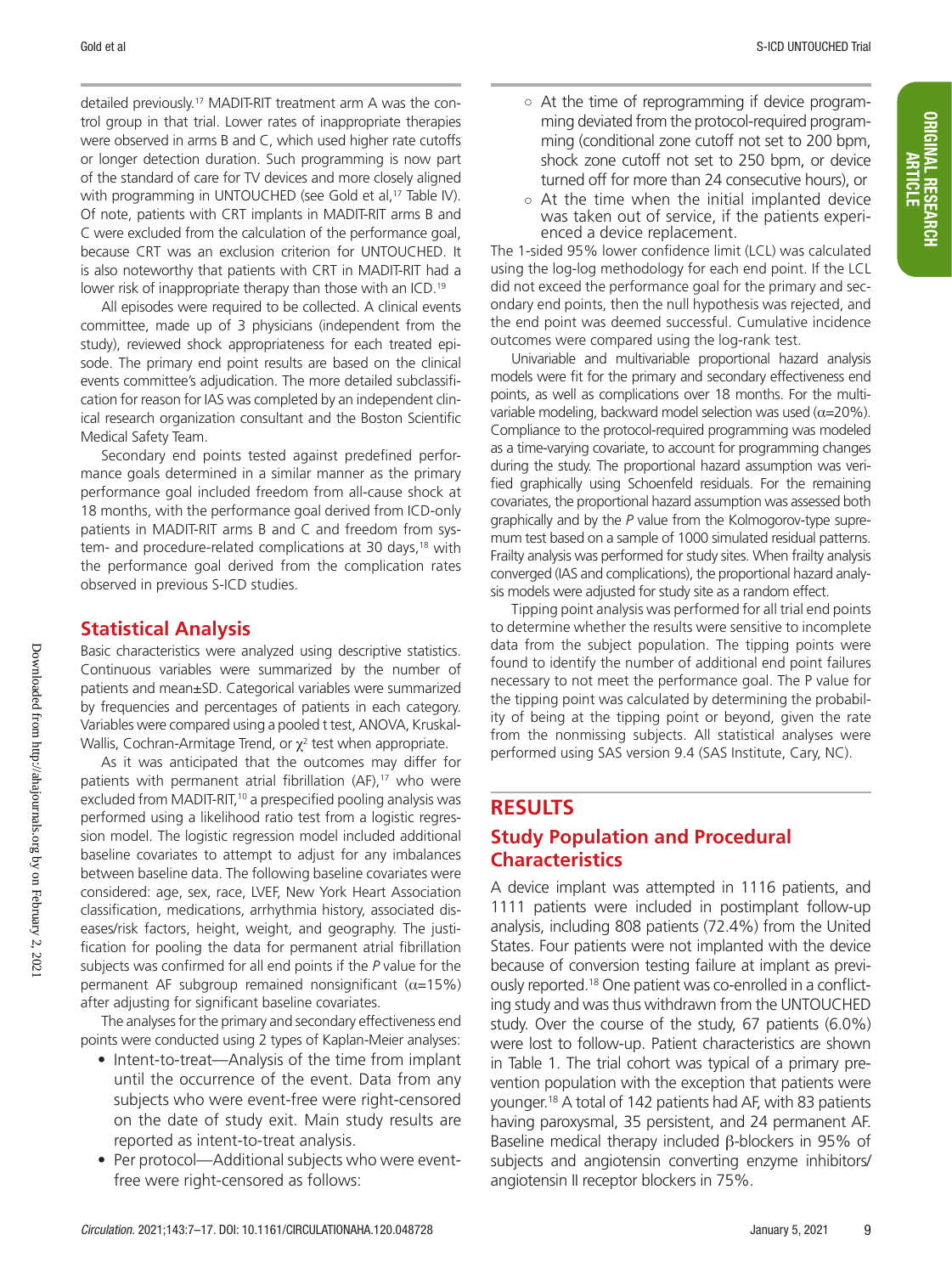detailed previously.[17] MADIT-RIT treatment arm A was the control group in that trial. Lower rates of inappropriate therapies were observed in arms B and C, which used higher rate cutoffs or longer detection duration. Such programming is now part of the standard of care for TV devices and more closely aligned with programming in UNTOUCHED (see Gold et al,[17] Table IV). Of note, patients with CRT implants in MADIT-RIT arms B and C were excluded from the calculation of the performance goal, because CRT was an exclusion criterion for UNTOUCHED. It is also noteworthy that patients with CRT in MADIT-RIT had a lower risk of inappropriate therapy than those with an ICD.[19]

All episodes were required to be collected. A clinical events committee, made up of 3 physicians (independent from the study), reviewed shock appropriateness for each treated episode. The primary end point results are based on the clinical events committee's adjudication. The more detailed subclassification for reason for IAS was completed by an independent clinical research organization consultant and the Boston Scientific Medical Safety Team.

Secondary end points tested against predefined performance goals determined in a similar manner as the primary performance goal included freedom from all-cause shock at 18 months, with the performance goal derived from ICD-only patients in MADIT-RIT arms B and C and freedom from system- and procedure-related complications at 30 days,[18] with the performance goal derived from the complication rates observed in previous S-ICD studies.

## Statistical Analysis

Basic characteristics were analyzed using descriptive statistics. Continuous variables were summarized by the number of patients and mean±SD. Categorical variables were summarized by frequencies and percentages of patients in each category. Variables were compared using a pooled t test, ANOVA, Kruskal-Wallis, Cochran-Armitage Trend, or $\chi^2$ test when appropriate.

As it was anticipated that the outcomes may differ for patients with permanent atrial fibrillation (AF),[17] who were excluded from MADIT-RIT,[10] a prespecified pooling analysis was performed using a likelihood ratio test from a logistic regression model. The logistic regression model included additional baseline covariates to attempt to adjust for any imbalances between baseline data. The following baseline covariates were considered: age, sex, race, LVEF, New York Heart Association classification, medications, arrhythmia history, associated diseases/risk factors, height, weight, and geography. The justification for pooling the data for permanent atrial fibrillation subjects was confirmed for all end points if the *P* value for the permanent AF subgroup remained nonsignificant ($\alpha$=15%) after adjusting for significant baseline covariates.

The analyses for the primary and secondary effectiveness end points were conducted using 2 types of Kaplan-Meier analyses:

- Intent-to-treat—Analysis of the time from implant until the occurrence of the event. Data from any subjects who were event-free were right-censored on the date of study exit. Main study results are reported as intent-to-treat analysis.
- Per protocol—Additional subjects who were event-free were right-censored as follows:
  - At the time of reprogramming if device programming deviated from the protocol-required programming (conditional zone cutoff not set to 200 bpm, shock zone cutoff not set to 250 bpm, or device turned off for more than 24 consecutive hours), or
  - At the time when the initial implanted device was taken out of service, if the patients experienced a device replacement.

The 1-sided 95% lower confidence limit (LCL) was calculated using the log-log methodology for each end point. If the LCL did not exceed the performance goal for the primary and secondary end points, then the null hypothesis was rejected, and the end point was deemed successful. Cumulative incidence outcomes were compared using the log-rank test.

Univariable and multivariable proportional hazard analysis models were fit for the primary and secondary effectiveness end points, as well as complications over 18 months. For the multivariable modeling, backward model selection was used ($\alpha$=20%). Compliance to the protocol-required programming was modeled as a time-varying covariate, to account for programming changes during the study. The proportional hazard assumption was verified graphically using Schoenfeld residuals. For the remaining covariates, the proportional hazard assumption was assessed both graphically and by the *P* value from the Kolmogorov-type supremum test based on a sample of 1000 simulated residual patterns. Frailty analysis was performed for study sites. When frailty analysis converged (IAS and complications), the proportional hazard analysis models were adjusted for study site as a random effect.

Tipping point analysis was performed for all trial end points to determine whether the results were sensitive to incomplete data from the subject population. The tipping points were found to identify the number of additional end point failures necessary to not meet the performance goal. The P value for the tipping point was calculated by determining the probability of being at the tipping point or beyond, given the rate from the nonmissing subjects. All statistical analyses were performed using SAS version 9.4 (SAS Institute, Cary, NC).

# RESULTS

## Study Population and Procedural Characteristics

A device implant was attempted in 1116 patients, and 1111 patients were included in postimplant follow-up analysis, including 808 patients (72.4%) from the United States. Four patients were not implanted with the device because of conversion testing failure at implant as previously reported.[18] One patient was co-enrolled in a conflicting study and was thus withdrawn from the UNTOUCHED study. Over the course of the study, 67 patients (6.0%) were lost to follow-up. Patient characteristics are shown in Table 1. The trial cohort was typical of a primary prevention population with the exception that patients were younger.[18] A total of 142 patients had AF, with 83 patients having paroxysmal, 35 persistent, and 24 permanent AF. Baseline medical therapy included β-blockers in 95% of subjects and angiotensin converting enzyme inhibitors/angiotensin II receptor blockers in 75%.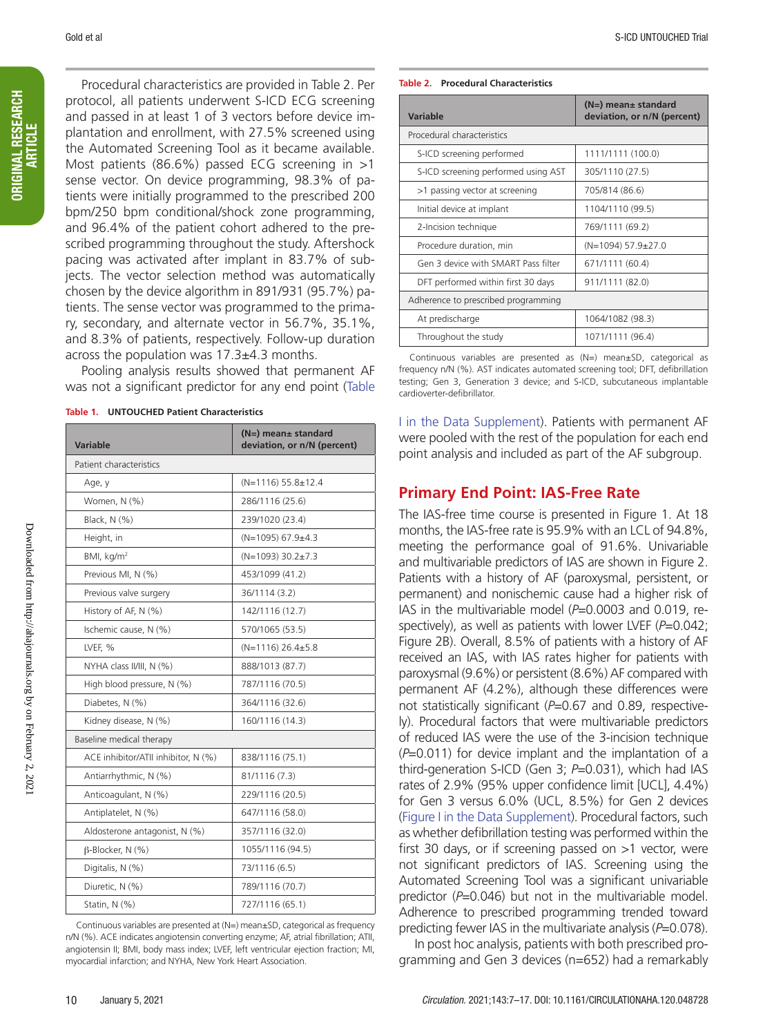Procedural characteristics are provided in Table 2. Per protocol, all patients underwent S-ICD ECG screening and passed in at least 1 of 3 vectors before device implantation and enrollment, with 27.5% screened using the Automated Screening Tool as it became available. Most patients (86.6%) passed ECG screening in >1 sense vector. On device programming, 98.3% of patients were initially programmed to the prescribed 200 bpm/250 bpm conditional/shock zone programming, and 96.4% of the patient cohort adhered to the prescribed programming throughout the study. Aftershock pacing was activated after implant in 83.7% of subjects. The vector selection method was automatically chosen by the device algorithm in 891/931 (95.7%) patients. The sense vector was programmed to the primary, secondary, and alternate vector in 56.7%, 35.1%, and 8.3% of patients, respectively. Follow-up duration across the population was 17.3±4.3 months.

Pooling analysis results showed that permanent AF was not a significant predictor for any end point (Table I in the Data Supplement). Patients with permanent AF were pooled with the rest of the population for each end point analysis and included as part of the AF subgroup.

**Table 1. UNTOUCHED Patient Characteristics**

| Variable | (N=) mean± standard deviation, or n/N (percent) |
|---|---|
| Patient characteristics | |
| Age, y | (N=1116) 55.8±12.4 |
| Women, N (%) | 286/1116 (25.6) |
| Black, N (%) | 239/1020 (23.4) |
| Height, in | (N=1095) 67.9±4.3 |
| BMI, kg/m² | (N=1093) 30.2±7.3 |
| Previous MI, N (%) | 453/1099 (41.2) |
| Previous valve surgery | 36/1114 (3.2) |
| History of AF, N (%) | 142/1116 (12.7) |
| Ischemic cause, N (%) | 570/1065 (53.5) |
| LVEF, % | (N=1116) 26.4±5.8 |
| NYHA class II/III, N (%) | 888/1013 (87.7) |
| High blood pressure, N (%) | 787/1116 (70.5) |
| Diabetes, N (%) | 364/1116 (32.6) |
| Kidney disease, N (%) | 160/1116 (14.3) |
| Baseline medical therapy | |
| ACE inhibitor/ATII inhibitor, N (%) | 838/1116 (75.1) |
| Antiarrhythmic, N (%) | 81/1116 (7.3) |
| Anticoagulant, N (%) | 229/1116 (20.5) |
| Antiplatelet, N (%) | 647/1116 (58.0) |
| Aldosterone antagonist, N (%) | 357/1116 (32.0) |
| β-Blocker, N (%) | 1055/1116 (94.5) |
| Digitalis, N (%) | 73/1116 (6.5) |
| Diuretic, N (%) | 789/1116 (70.7) |
| Statin, N (%) | 727/1116 (65.1) |

Continuous variables are presented at (N=) mean±SD, categorical as frequency n/N (%). ACE indicates angiotensin converting enzyme; AF, atrial fibrillation; ATII, angiotensin II; BMI, body mass index; LVEF, left ventricular ejection fraction; MI, myocardial infarction; and NYHA, New York Heart Association.

**Table 2. Procedural Characteristics**

| Variable | (N=) mean± standard deviation, or n/N (percent) |
|---|---|
| Procedural characteristics | |
| S-ICD screening performed | 1111/1111 (100.0) |
| S-ICD screening performed using AST | 305/1110 (27.5) |
| >1 passing vector at screening | 705/814 (86.6) |
| Initial device at implant | 1104/1110 (99.5) |
| 2-Incision technique | 769/1111 (69.2) |
| Procedure duration, min | (N=1094) 57.9±27.0 |
| Gen 3 device with SMART Pass filter | 671/1111 (60.4) |
| DFT performed within first 30 days | 911/1111 (82.0) |
| Adherence to prescribed programming | |
| At predischarge | 1064/1082 (98.3) |
| Throughout the study | 1071/1111 (96.4) |

Continuous variables are presented as (N=) mean±SD, categorical as frequency n/N (%). AST indicates automated screening tool; DFT, defibrillation testing; Gen 3, Generation 3 device; and S-ICD, subcutaneous implantable cardioverter-defibrillator.

## Primary End Point: IAS-Free Rate

The IAS-free time course is presented in Figure 1. At 18 months, the IAS-free rate is 95.9% with an LCL of 94.8%, meeting the performance goal of 91.6%. Univariable and multivariable predictors of IAS are shown in Figure 2. Patients with a history of AF (paroxysmal, persistent, or permanent) and nonischemic cause had a higher risk of IAS in the multivariable model ($P$=0.0003 and 0.019, respectively), as well as patients with lower LVEF ($P$=0.042; Figure 2B). Overall, 8.5% of patients with a history of AF received an IAS, with IAS rates higher for patients with paroxysmal (9.6%) or persistent (8.6%) AF compared with permanent AF (4.2%), although these differences were not statistically significant ($P$=0.67 and 0.89, respectively). Procedural factors that were multivariable predictors of reduced IAS were the use of the 3-incision technique ($P$=0.011) for device implant and the implantation of a third-generation S-ICD (Gen 3; $P$=0.031), which had IAS rates of 2.9% (95% upper confidence limit [UCL], 4.4%) for Gen 3 versus 6.0% (UCL, 8.5%) for Gen 2 devices (Figure I in the Data Supplement). Procedural factors, such as whether defibrillation testing was performed within the first 30 days, or if screening passed on >1 vector, were not significant predictors of IAS. Screening using the Automated Screening Tool was a significant univariable predictor ($P$=0.046) but not in the multivariable model. Adherence to prescribed programming trended toward predicting fewer IAS in the multivariate analysis ($P$=0.078).

In post hoc analysis, patients with both prescribed programming and Gen 3 devices (n=652) had a remarkably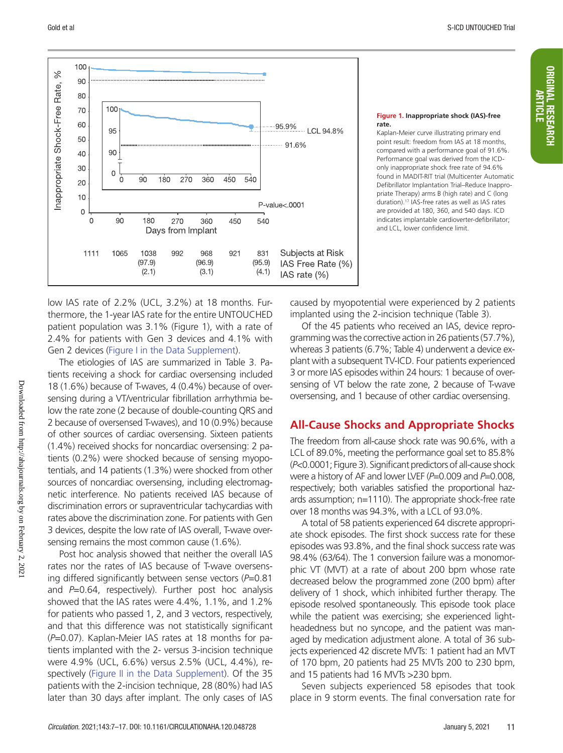**Figure 1. Inappropriate shock (IAS)-free rate.**

Kaplan-Meier curve illustrating primary end point result: freedom from IAS at 18 months, compared with a performance goal of 91.6%. Performance goal was derived from the ICD-only inappropriate shock free rate of 94.6% found in MADIT-RIT trial (Multicenter Automatic Defibrillator Implantation Trial–Reduce Inappropriate Therapy) arms B (high rate) and C (long duration).[17] IAS-free rates as well as IAS rates are provided at 180, 360, and 540 days. ICD indicates implantable cardioverter-defibrillator; and LCL, lower confidence limit.

low IAS rate of 2.2% (UCL, 3.2%) at 18 months. Furthermore, the 1-year IAS rate for the entire UNTOUCHED patient population was 3.1% (Figure 1), with a rate of 2.4% for patients with Gen 3 devices and 4.1% with Gen 2 devices (Figure I in the Data Supplement).

The etiologies of IAS are summarized in Table 3. Patients receiving a shock for cardiac oversensing included 18 (1.6%) because of T-waves, 4 (0.4%) because of oversensing during a VT/ventricular fibrillation arrhythmia below the rate zone (2 because of double-counting QRS and 2 because of oversensed T-waves), and 10 (0.9%) because of other sources of cardiac oversensing. Sixteen patients (1.4%) received shocks for noncardiac oversensing: 2 patients (0.2%) were shocked because of sensing myopotentials, and 14 patients (1.3%) were shocked from other sources of noncardiac oversensing, including electromagnetic interference. No patients received IAS because of discrimination errors or supraventricular tachycardias with rates above the discrimination zone. For patients with Gen 3 devices, despite the low rate of IAS overall, T-wave oversensing remains the most common cause (1.6%).

Post hoc analysis showed that neither the overall IAS rates nor the rates of IAS because of T-wave oversensing differed significantly between sense vectors ($P$=0.81 and $P$=0.64, respectively). Further post hoc analysis showed that the IAS rates were 4.4%, 1.1%, and 1.2% for patients who passed 1, 2, and 3 vectors, respectively, and that this difference was not statistically significant ($P$=0.07). Kaplan-Meier IAS rates at 18 months for patients implanted with the 2- versus 3-incision technique were 4.9% (UCL, 6.6%) versus 2.5% (UCL, 4.4%), respectively (Figure II in the Data Supplement). Of the 35 patients with the 2-incision technique, 28 (80%) had IAS later than 30 days after implant. The only cases of IAS caused by myopotential were experienced by 2 patients implanted using the 2-incision technique (Table 3).

Of the 45 patients who received an IAS, device reprogramming was the corrective action in 26 patients (57.7%), whereas 3 patients (6.7%; Table 4) underwent a device explant with a subsequent TV-ICD. Four patients experienced 3 or more IAS episodes within 24 hours: 1 because of oversensing of VT below the rate zone, 2 because of T-wave oversensing, and 1 because of other cardiac oversensing.

## All-Cause Shocks and Appropriate Shocks

The freedom from all-cause shock rate was 90.6%, with a LCL of 89.0%, meeting the performance goal set to 85.8% ($P$<0.0001; Figure 3). Significant predictors of all-cause shock were a history of AF and lower LVEF ($P$=0.009 and $P$=0.008, respectively; both variables satisfied the proportional hazards assumption; n=1110). The appropriate shock-free rate over 18 months was 94.3%, with a LCL of 93.0%.

A total of 58 patients experienced 64 discrete appropriate shock episodes. The first shock success rate for these episodes was 93.8%, and the final shock success rate was 98.4% (63/64). The 1 conversion failure was a monomorphic VT (MVT) at a rate of about 200 bpm whose rate decreased below the programmed zone (200 bpm) after delivery of 1 shock, which inhibited further therapy. The episode resolved spontaneously. This episode took place while the patient was exercising; she experienced lightheadedness but no syncope, and the patient was managed by medication adjustment alone. A total of 36 subjects experienced 42 discrete MVTs: 1 patient had an MVT of 170 bpm, 20 patients had 25 MVTs 200 to 230 bpm, and 15 patients had 16 MVTs >230 bpm.

Seven subjects experienced 58 episodes that took place in 9 storm events. The final conversation rate for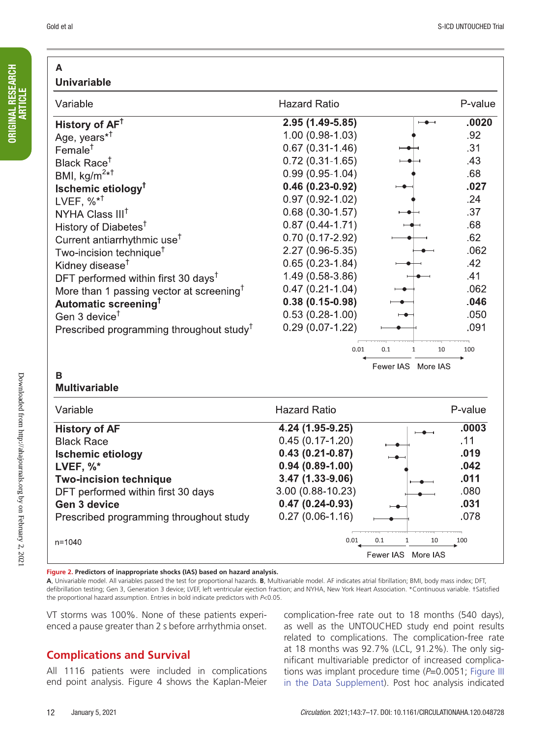**A**

**Univariable**

| Variable | Hazard Ratio | P-value |
|---|---|---|
| **History of AF†** | **2.95 (1.49-5.85)** | **.0020** |
| Age, years*† | 1.00 (0.98-1.03) | .92 |
| Female† | 0.67 (0.31-1.46) | .31 |
| Black Race† | 0.72 (0.31-1.65) | .43 |
| BMI, kg/m$^2$*† | 0.99 (0.95-1.04) | .68 |
| **Ischemic etiology†** | **0.46 (0.23-0.92)** | **.027** |
| LVEF, %*† | 0.97 (0.92-1.02) | .24 |
| NYHA Class III† | 0.68 (0.30-1.57) | .37 |
| History of Diabetes† | 0.87 (0.44-1.71) | .68 |
| Current antiarrhythmic use† | 0.70 (0.17-2.92) | .62 |
| Two-incision technique† | 2.27 (0.96-5.35) | .062 |
| Kidney disease† | 0.65 (0.23-1.84) | .42 |
| DFT performed within first 30 days† | 1.49 (0.58-3.86) | .41 |
| More than 1 passing vector at screening† | 0.47 (0.21-1.04) | .062 |
| **Automatic screening†** | **0.38 (0.15-0.98)** | **.046** |
| Gen 3 device† | 0.53 (0.28-1.00) | .050 |
| Prescribed programming throughout study† | 0.29 (0.07-1.22) | .091 |

0.01 0.1 1 10 100

Fewer IAS More IAS

**B**

**Multivariable**

| Variable | Hazard Ratio | P-value |
|---|---|---|
| **History of AF** | **4.24 (1.95-9.25)** | **.0003** |
| Black Race | 0.45 (0.17-1.20) | .11 |
| **Ischemic etiology** | **0.43 (0.21-0.87)** | **.019** |
| **LVEF, %*** | **0.94 (0.89-1.00)** | **.042** |
| **Two-incision technique** | **3.47 (1.33-9.06)** | **.011** |
| DFT performed within first 30 days | 3.00 (0.88-10.23) | .080 |
| **Gen 3 device** | **0.47 (0.24-0.93)** | **.031** |
| Prescribed programming throughout study | 0.27 (0.06-1.16) | .078 |

n=1040

0.01 0.1 1 10 100

Fewer IAS More IAS

**Figure 2. Predictors of inappropriate shocks (IAS) based on hazard analysis.**

**A**, Univariable model. All variables passed the test for proportional hazards. **B**, Multivariable model. AF indicates atrial fibrillation; BMI, body mass index; DFT, defibrillation testing; Gen 3, Generation 3 device; LVEF, left ventricular ejection fraction; and NYHA, New York Heart Association. *Continuous variable. †Satisfied the proportional hazard assumption. Entries in bold indicate predictors with $P<0.05$.

VT storms was 100%. None of these patients experienced a pause greater than 2 s before arrhythmia onset.

## Complications and Survival

All 1116 patients were included in complications end point analysis. Figure 4 shows the Kaplan-Meier complication-free rate out to 18 months (540 days), as well as the UNTOUCHED study end point results related to complications. The complication-free rate at 18 months was 92.7% (LCL, 91.2%). The only significant multivariable predictor of increased complications was implant procedure time ($P$=0.0051; Figure III in the Data Supplement). Post hoc analysis indicated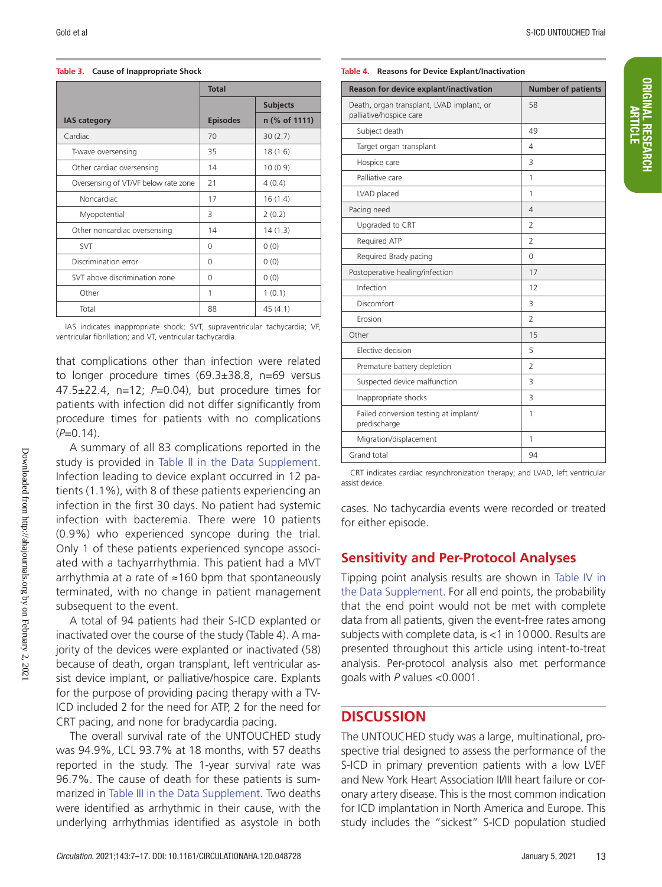**Table 3. Cause of Inappropriate Shock**

| IAS category | Total | |
|---|---|---|
| | Episodes | Subjects n (% of 1111) |
| Cardiac | 70 | 30 (2.7) |
| T-wave oversensing | 35 | 18 (1.6) |
| Other cardiac oversensing | 14 | 10 (0.9) |
| Oversensing of VT/VF below rate zone | 21 | 4 (0.4) |
| Noncardiac | 17 | 16 (1.4) |
| Myopotential | 3 | 2 (0.2) |
| Other noncardiac oversensing | 14 | 14 (1.3) |
| SVT | 0 | 0 (0) |
| Discrimination error | 0 | 0 (0) |
| SVT above discrimination zone | 0 | 0 (0) |
| Other | 1 | 1 (0.1) |
| Total | 88 | 45 (4.1) |

IAS indicates inappropriate shock; SVT, supraventricular tachycardia; VF, ventricular fibrillation; and VT, ventricular tachycardia.

that complications other than infection were related to longer procedure times (69.3±38.8, n=69 versus 47.5±22.4, n=12; $P$=0.04), but procedure times for patients with infection did not differ significantly from procedure times for patients with no complications ($P$=0.14).

A summary of all 83 complications reported in the study is provided in Table II in the Data Supplement. Infection leading to device explant occurred in 12 patients (1.1%), with 8 of these patients experiencing an infection in the first 30 days. No patient had systemic infection with bacteremia. There were 10 patients (0.9%) who experienced syncope during the trial. Only 1 of these patients experienced syncope associated with a tachyarrhythmia. This patient had a MVT arrhythmia at a rate of ≈160 bpm that spontaneously terminated, with no change in patient management subsequent to the event.

A total of 94 patients had their S-ICD explanted or inactivated over the course of the study (Table 4). A majority of the devices were explanted or inactivated (58) because of death, organ transplant, left ventricular assist device implant, or palliative/hospice care. Explants for the purpose of providing pacing therapy with a TV-ICD included 2 for the need for ATP, 2 for the need for CRT pacing, and none for bradycardia pacing.

The overall survival rate of the UNTOUCHED study was 94.9%, LCL 93.7% at 18 months, with 57 deaths reported in the study. The 1-year survival rate was 96.7%. The cause of death for these patients is summarized in Table III in the Data Supplement. Two deaths were identified as arrhythmic in their cause, with the underlying arrhythmias identified as asystole in both cases. No tachycardia events were recorded or treated for either episode.

**Table 4. Reasons for Device Explant/Inactivation**

| Reason for device explant/inactivation | Number of patients |
|---|---|
| Death, organ transplant, LVAD implant, or palliative/hospice care | 58 |
| Subject death | 49 |
| Target organ transplant | 4 |
| Hospice care | 3 |
| Palliative care | 1 |
| LVAD placed | 1 |
| Pacing need | 4 |
| Upgraded to CRT | 2 |
| Required ATP | 2 |
| Required Brady pacing | 0 |
| Postoperative healing/infection | 17 |
| Infection | 12 |
| Discomfort | 3 |
| Erosion | 2 |
| Other | 15 |
| Elective decision | 5 |
| Premature battery depletion | 2 |
| Suspected device malfunction | 3 |
| Inappropriate shocks | 3 |
| Failed conversion testing at implant/predischarge | 1 |
| Migration/displacement | 1 |
| Grand total | 94 |

CRT indicates cardiac resynchronization therapy; and LVAD, left ventricular assist device.

## Sensitivity and Per-Protocol Analyses

Tipping point analysis results are shown in Table IV in the Data Supplement. For all end points, the probability that the end point would not be met with complete data from all patients, given the event-free rates among subjects with complete data, is <1 in 10000. Results are presented throughout this article using intent-to-treat analysis. Per-protocol analysis also met performance goals with $P$ values <0.0001.

# DISCUSSION

The UNTOUCHED study was a large, multinational, prospective trial designed to assess the performance of the S-ICD in primary prevention patients with a low LVEF and New York Heart Association II/III heart failure or coronary artery disease. This is the most common indication for ICD implantation in North America and Europe. This study includes the "sickest" S-ICD population studied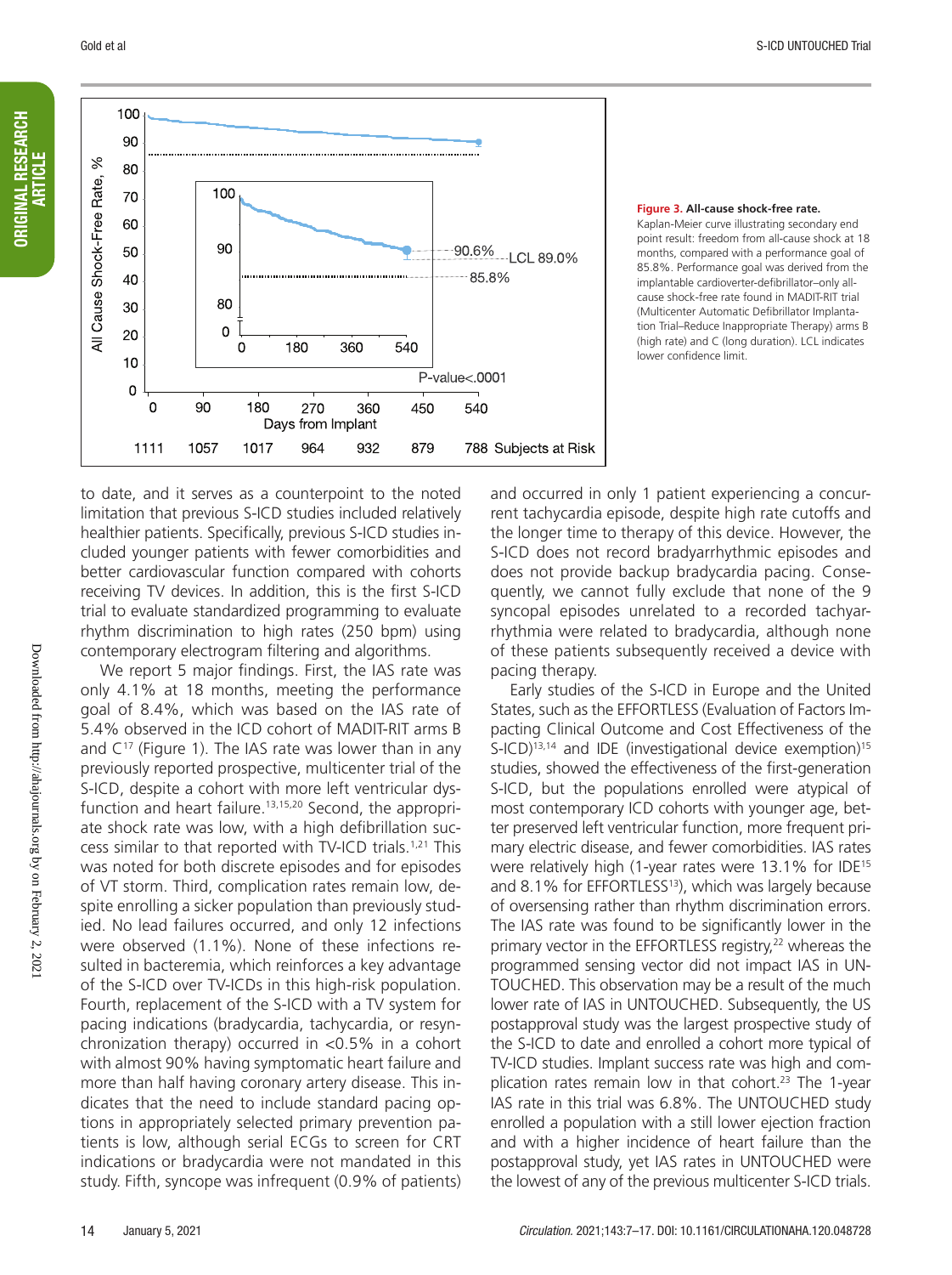**Figure 3. All-cause shock-free rate.** Kaplan-Meier curve illustrating secondary end point result: freedom from all-cause shock at 18 months, compared with a performance goal of 85.8%. Performance goal was derived from the implantable cardioverter-defibrillator–only all-cause shock-free rate found in MADIT-RIT trial (Multicenter Automatic Defibrillator Implantation Trial–Reduce Inappropriate Therapy) arms B (high rate) and C (long duration). LCL indicates lower confidence limit.

to date, and it serves as a counterpoint to the noted limitation that previous S-ICD studies included relatively healthier patients. Specifically, previous S-ICD studies included younger patients with fewer comorbidities and better cardiovascular function compared with cohorts receiving TV devices. In addition, this is the first S-ICD trial to evaluate standardized programming to evaluate rhythm discrimination to high rates (250 bpm) using contemporary electrogram filtering and algorithms.

We report 5 major findings. First, the IAS rate was only 4.1% at 18 months, meeting the performance goal of 8.4%, which was based on the IAS rate of 5.4% observed in the ICD cohort of MADIT-RIT arms B and C[17] (Figure 1). The IAS rate was lower than in any previously reported prospective, multicenter trial of the S-ICD, despite a cohort with more left ventricular dysfunction and heart failure.[13,15,20] Second, the appropriate shock rate was low, with a high defibrillation success similar to that reported with TV-ICD trials.[1,21] This was noted for both discrete episodes and for episodes of VT storm. Third, complication rates remain low, despite enrolling a sicker population than previously studied. No lead failures occurred, and only 12 infections were observed (1.1%). None of these infections resulted in bacteremia, which reinforces a key advantage of the S-ICD over TV-ICDs in this high-risk population. Fourth, replacement of the S-ICD with a TV system for pacing indications (bradycardia, tachycardia, or resynchronization therapy) occurred in <0.5% in a cohort with almost 90% having symptomatic heart failure and more than half having coronary artery disease. This indicates that the need to include standard pacing options in appropriately selected primary prevention patients is low, although serial ECGs to screen for CRT indications or bradycardia were not mandated in this study. Fifth, syncope was infrequent (0.9% of patients) and occurred in only 1 patient experiencing a concurrent tachycardia episode, despite high rate cutoffs and the longer time to therapy of this device. However, the S-ICD does not record bradyarrhythmic episodes and does not provide backup bradycardia pacing. Consequently, we cannot fully exclude that none of the 9 syncopal episodes unrelated to a recorded tachyarrhythmia were related to bradycardia, although none of these patients subsequently received a device with pacing therapy.

Early studies of the S-ICD in Europe and the United States, such as the EFFORTLESS (Evaluation of Factors Impacting Clinical Outcome and Cost Effectiveness of the S-ICD)[13,14] and IDE (investigational device exemption)[15] studies, showed the effectiveness of the first-generation S-ICD, but the populations enrolled were atypical of most contemporary ICD cohorts with younger age, better preserved left ventricular function, more frequent primary electric disease, and fewer comorbidities. IAS rates were relatively high (1-year rates were 13.1% for IDE[15] and 8.1% for EFFORTLESS[13]), which was largely because of oversensing rather than rhythm discrimination errors. The IAS rate was found to be significantly lower in the primary vector in the EFFORTLESS registry,[22] whereas the programmed sensing vector did not impact IAS in UNTOUCHED. This observation may be a result of the much lower rate of IAS in UNTOUCHED. Subsequently, the US postapproval study was the largest prospective study of the S-ICD to date and enrolled a cohort more typical of TV-ICD studies. Implant success rate was high and complication rates remain low in that cohort.[23] The 1-year IAS rate in this trial was 6.8%. The UNTOUCHED study enrolled a population with a still lower ejection fraction and with a higher incidence of heart failure than the postapproval study, yet IAS rates in UNTOUCHED were the lowest of any of the previous multicenter S-ICD trials.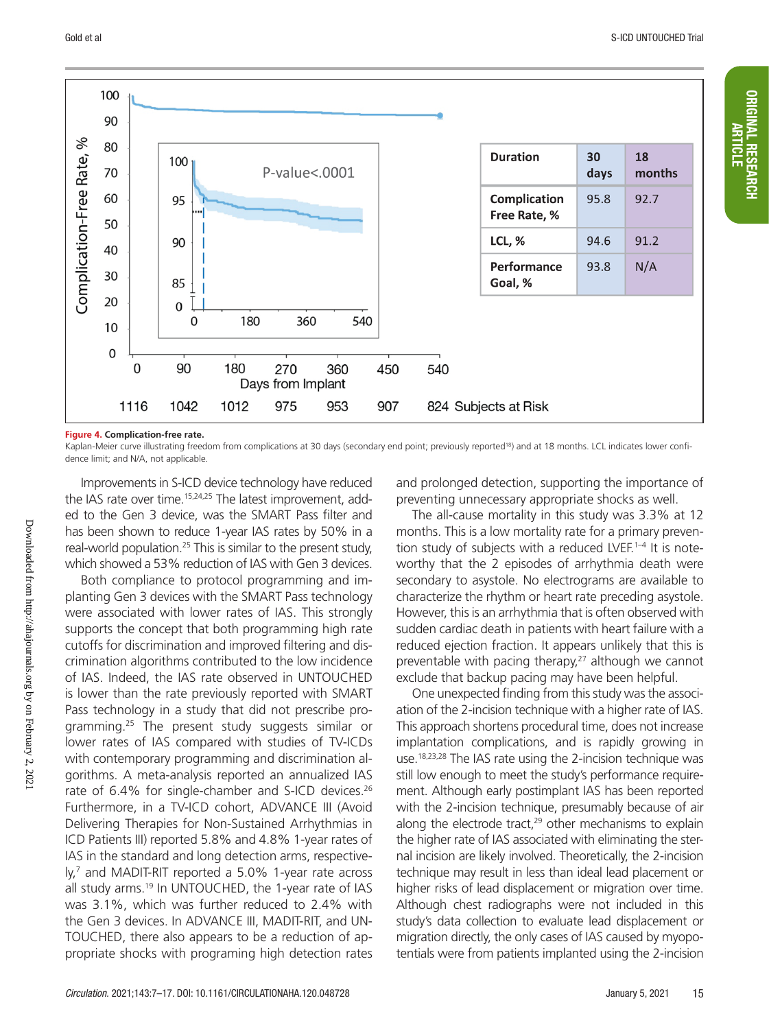| Duration | 30 days | 18 months |
| --- | --- | --- |
| Complication Free Rate, % | 95.8 | 92.7 |
| LCL, % | 94.6 | 91.2 |
| Performance Goal, % | 93.8 | N/A |

**Figure 4. Complication-free rate.**

Kaplan-Meier curve illustrating freedom from complications at 30 days (secondary end point; previously reported[18]) and at 18 months. LCL indicates lower confidence limit; and N/A, not applicable.

Improvements in S-ICD device technology have reduced the IAS rate over time.[15,24,25] The latest improvement, added to the Gen 3 device, was the SMART Pass filter and has been shown to reduce 1-year IAS rates by 50% in a real-world population.[25] This is similar to the present study, which showed a 53% reduction of IAS with Gen 3 devices.

Both compliance to protocol programming and implanting Gen 3 devices with the SMART Pass technology were associated with lower rates of IAS. This strongly supports the concept that both programming high rate cutoffs for discrimination and improved filtering and discrimination algorithms contributed to the low incidence of IAS. Indeed, the IAS rate observed in UNTOUCHED is lower than the rate previously reported with SMART Pass technology in a study that did not prescribe programming.[25] The present study suggests similar or lower rates of IAS compared with studies of TV-ICDs with contemporary programming and discrimination algorithms. A meta-analysis reported an annualized IAS rate of 6.4% for single-chamber and S-ICD devices.[26] Furthermore, in a TV-ICD cohort, ADVANCE III (Avoid Delivering Therapies for Non-Sustained Arrhythmias in ICD Patients III) reported 5.8% and 4.8% 1-year rates of IAS in the standard and long detection arms, respectively,[7] and MADIT-RIT reported a 5.0% 1-year rate across all study arms.[19] In UNTOUCHED, the 1-year rate of IAS was 3.1%, which was further reduced to 2.4% with the Gen 3 devices. In ADVANCE III, MADIT-RIT, and UNTOUCHED, there also appears to be a reduction of appropriate shocks with programing high detection rates and prolonged detection, supporting the importance of preventing unnecessary appropriate shocks as well.

The all-cause mortality in this study was 3.3% at 12 months. This is a low mortality rate for a primary prevention study of subjects with a reduced LVEF.[1–4] It is noteworthy that the 2 episodes of arrhythmia death were secondary to asystole. No electrograms are available to characterize the rhythm or heart rate preceding asystole. However, this is an arrhythmia that is often observed with sudden cardiac death in patients with heart failure with a reduced ejection fraction. It appears unlikely that this is preventable with pacing therapy,[27] although we cannot exclude that backup pacing may have been helpful.

One unexpected finding from this study was the association of the 2-incision technique with a higher rate of IAS. This approach shortens procedural time, does not increase implantation complications, and is rapidly growing in use.[18,23,28] The IAS rate using the 2-incision technique was still low enough to meet the study's performance requirement. Although early postimplant IAS has been reported with the 2-incision technique, presumably because of air along the electrode tract,[29] other mechanisms to explain the higher rate of IAS associated with eliminating the sternal incision are likely involved. Theoretically, the 2-incision technique may result in less than ideal lead placement or higher risks of lead displacement or migration over time. Although chest radiographs were not included in this study's data collection to evaluate lead displacement or migration directly, the only cases of IAS caused by myopotentials were from patients implanted using the 2-incision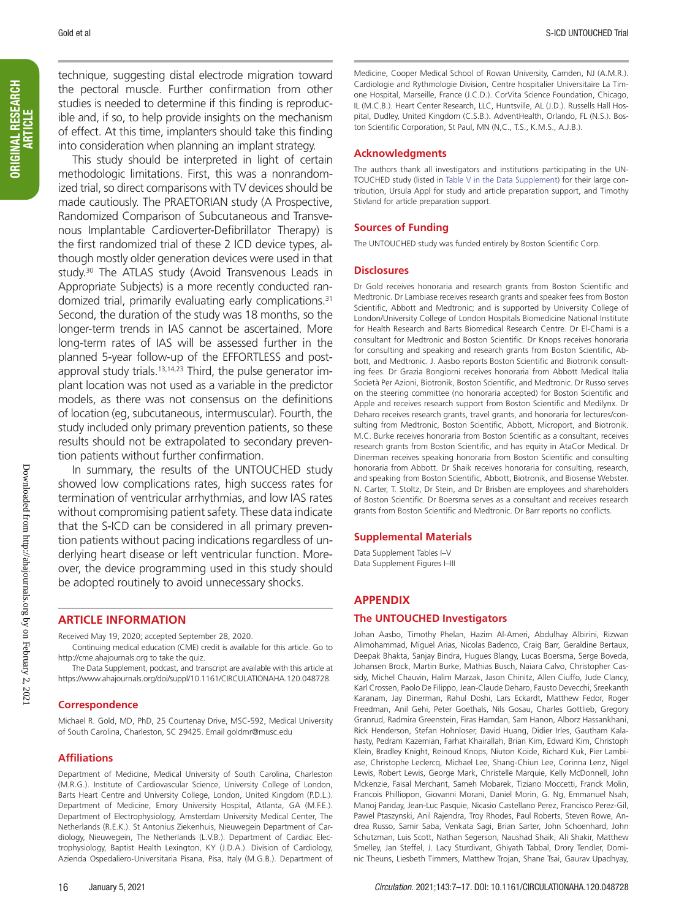technique, suggesting distal electrode migration toward the pectoral muscle. Further confirmation from other studies is needed to determine if this finding is reproducible and, if so, to help provide insights on the mechanism of effect. At this time, implanters should take this finding into consideration when planning an implant strategy.

This study should be interpreted in light of certain methodologic limitations. First, this was a nonrandomized trial, so direct comparisons with TV devices should be made cautiously. The PRAETORIAN study (A Prospective, Randomized Comparison of Subcutaneous and Transvenous Implantable Cardioverter-Defibrillator Therapy) is the first randomized trial of these 2 ICD device types, although mostly older generation devices were used in that study.[30] The ATLAS study (Avoid Transvenous Leads in Appropriate Subjects) is a more recently conducted randomized trial, primarily evaluating early complications.[31] Second, the duration of the study was 18 months, so the longer-term trends in IAS cannot be ascertained. More long-term rates of IAS will be assessed further in the planned 5-year follow-up of the EFFORTLESS and post-approval study trials.[13,14,23] Third, the pulse generator implant location was not used as a variable in the predictor models, as there was not consensus on the definitions of location (eg, subcutaneous, intermuscular). Fourth, the study included only primary prevention patients, so these results should not be extrapolated to secondary prevention patients without further confirmation.

In summary, the results of the UNTOUCHED study showed low complications rates, high success rates for termination of ventricular arrhythmias, and low IAS rates without compromising patient safety. These data indicate that the S-ICD can be considered in all primary prevention patients without pacing indications regardless of underlying heart disease or left ventricular function. Moreover, the device programming used in this study should be adopted routinely to avoid unnecessary shocks.

## ARTICLE INFORMATION

Received May 19, 2020; accepted September 28, 2020.

Continuing medical education (CME) credit is available for this article. Go to http://cme.ahajournals.org to take the quiz.

The Data Supplement, podcast, and transcript are available with this article at https://www.ahajournals.org/doi/suppl/10.1161/CIRCULATIONAHA.120.048728.

### Correspondence

Michael R. Gold, MD, PhD, 25 Courtenay Drive, MSC-592, Medical University of South Carolina, Charleston, SC 29425. Email goldmr@musc.edu

### Affiliations

Department of Medicine, Medical University of South Carolina, Charleston (M.R.G.). Institute of Cardiovascular Science, University College of London, Barts Heart Centre and University College, London, United Kingdom (P.D.L.). Department of Medicine, Emory University Hospital, Atlanta, GA (M.F.E.). Department of Electrophysiology, Amsterdam University Medical Center, The Netherlands (R.E.K.). St Antonius Ziekenhuis, Nieuwegein Department of Cardiology, Nieuwegein, The Netherlands (L.V.B.). Department of Cardiac Electrophysiology, Baptist Health Lexington, KY (J.D.A.). Division of Cardiology, Azienda Ospedaliero-Universitaria Pisana, Pisa, Italy (M.G.B.). Department of Medicine, Cooper Medical School of Rowan University, Camden, NJ (A.M.R.). Cardiologie and Rythmologie Division, Centre hospitalier Universitaire La Timone Hospital, Marseille, France (J.C.D.). CorVita Science Foundation, Chicago, IL (M.C.B.). Heart Center Research, LLC, Huntsville, AL (J.D.). Russells Hall Hospital, Dudley, United Kingdom (C.S.B.). AdventHealth, Orlando, FL (N.S.). Boston Scientific Corporation, St Paul, MN (N,C., T.S., K.M.S., A.J.B.).

### Acknowledgments

The authors thank all investigators and institutions participating in the UNTOUCHED study (listed in Table V in the Data Supplement) for their large contribution, Ursula Appl for study and article preparation support, and Timothy Stivland for article preparation support.

### Sources of Funding

The UNTOUCHED study was funded entirely by Boston Scientific Corp.

### Disclosures

Dr Gold receives honoraria and research grants from Boston Scientific and Medtronic. Dr Lambiase receives research grants and speaker fees from Boston Scientific, Abbott and Medtronic; and is supported by University College of London/University College of London Hospitals Biomedicine National Institute for Health Research and Barts Biomedical Research Centre. Dr El-Chami is a consultant for Medtronic and Boston Scientific. Dr Knops receives honoraria for consulting and speaking and research grants from Boston Scientific, Abbott, and Medtronic. J. Aasbo reports Boston Scientific and Biotronik consulting fees. Dr Grazia Bongiorni receives honoraria from Abbott Medical Italia Società Per Azioni, Biotronik, Boston Scientific, and Medtronic. Dr Russo serves on the steering committee (no honoraria accepted) for Boston Scientific and Apple and receives research support from Boston Scientific and Medilynx. Dr Deharo receives research grants, travel grants, and honoraria for lectures/consulting from Medtronic, Boston Scientific, Abbott, Microport, and Biotronik. M.C. Burke receives honoraria from Boston Scientific as a consultant, receives research grants from Boston Scientific, and has equity in AtaCor Medical. Dr Dinerman receives speaking honoraria from Boston Scientific and consulting honoraria from Abbott. Dr Shaik receives honoraria for consulting, research, and speaking from Boston Scientific, Abbott, Biotronik, and Biosense Webster. N. Carter, T. Stoltz, Dr Stein, and Dr Brisben are employees and shareholders of Boston Scientific. Dr Boersma serves as a consultant and receives research grants from Boston Scientific and Medtronic. Dr Barr reports no conflicts.

### Supplemental Materials

Data Supplement Tables I–V
Data Supplement Figures I–III

## APPENDIX

### The UNTOUCHED Investigators

Johan Aasbo, Timothy Phelan, Hazim Al-Ameri, Abdulhay Albirini, Rizwan Alimohammad, Miguel Arias, Nicolas Badenco, Craig Barr, Geraldine Bertaux, Deepak Bhakta, Sanjay Bindra, Hugues Blangy, Lucas Boersma, Serge Boveda, Johansen Brock, Martin Burke, Mathias Busch, Naiara Calvo, Christopher Cassidy, Michel Chauvin, Halim Marzak, Jason Chinitz, Allen Ciuffo, Jude Clancy, Karl Crossen, Paolo De Filippo, Jean-Claude Deharo, Fausto Devecchi, Sreekanth Karanam, Jay Dinerman, Rahul Doshi, Lars Eckardt, Matthew Fedor, Roger Freedman, Anil Gehi, Peter Goethals, Nils Gosau, Charles Gottlieb, Gregory Granrud, Radmira Greenstein, Firas Hamdan, Sam Hanon, Alborz Hassankhani, Rick Henderson, Stefan Hohnloser, David Huang, Didier Irles, Gautham Kalahasty, Pedram Kazemian, Farhat Khairallah, Brian Kim, Edward Kim, Christoph Klein, Bradley Knight, Reinoud Knops, Niuton Koide, Richard Kuk, Pier Lambiase, Christophe Leclercq, Michael Lee, Shang-Chiun Lee, Corinna Lenz, Nigel Lewis, Robert Lewis, George Mark, Christelle Marquie, Kelly McDonnell, John Mckenzie, Faisal Merchant, Sameh Mobarek, Tiziano Moccetti, Franck Molin, Francois Philliopon, Giovanni Morani, Daniel Morin, G. Ng, Emmanuel Nsah, Manoj Panday, Jean-Luc Pasquie, Nicasio Castellano Perez, Francisco Perez-Gil, Pawel Ptaszynski, Anil Rajendra, Troy Rhodes, Paul Roberts, Steven Rowe, Andrea Russo, Samir Saba, Venkata Sagi, Brian Sarter, John Schoenhard, John Schutzman, Luis Scott, Nathan Segerson, Naushad Shaik, Ali Shakir, Matthew Smelley, Jan Steffel, J. Lacy Sturdivant, Ghiyath Tabbal, Drory Tendler, Dominic Theuns, Liesbeth Timmers, Matthew Trojan, Shane Tsai, Gaurav Upadhyay,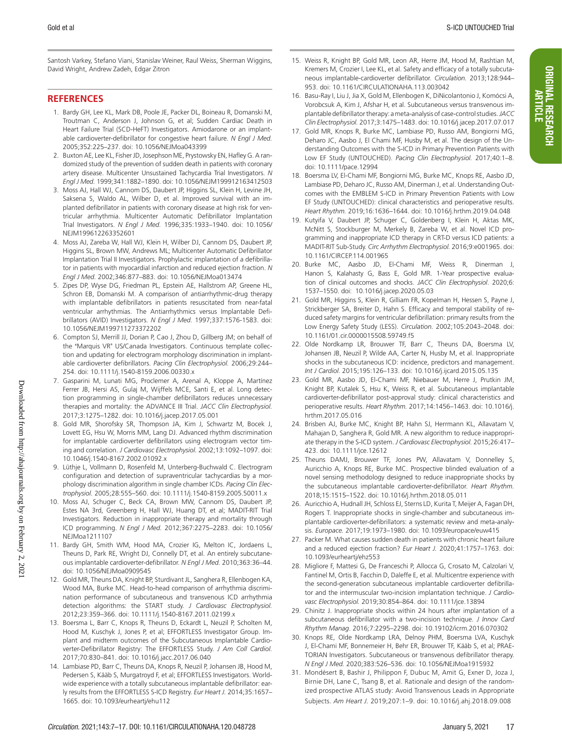Santosh Varkey, Stefano Viani, Stanislav Weiner, Raul Weiss, Sherman Wiggins, David Wright, Andrew Zadeh, Edgar Zitron

## REFERENCES

1. Bardy GH, Lee KL, Mark DB, Poole JE, Packer DL, Boineau R, Domanski M, Troutman C, Anderson J, Johnson G, et al; Sudden Cardiac Death in Heart Failure Trial (SCD-HeFT) Investigators. Amiodarone or an implantable cardioverter-defibrillator for congestive heart failure. *N Engl J Med.* 2005;352:225–237. doi: 10.1056/NEJMoa043399
2. Buxton AE, Lee KL, Fisher JD, Josephson ME, Prystowsky EN, Hafley G. A randomized study of the prevention of sudden death in patients with coronary artery disease. Multicenter Unsustained Tachycardia Trial Investigators. *N Engl J Med.* 1999;341:1882–1890. doi: 10.1056/NEJM199912163412503
3. Moss AJ, Hall WJ, Cannom DS, Daubert JP, Higgins SL, Klein H, Levine JH, Saksena S, Waldo AL, Wilber D, et al. Improved survival with an implanted defibrillator in patients with coronary disease at high risk for ventricular arrhythmia. Multicenter Automatic Defibrillator Implantation Trial Investigators. *N Engl J Med.* 1996;335:1933–1940. doi: 10.1056/NEJM199612263352601
4. Moss AJ, Zareba W, Hall WJ, Klein H, Wilber DJ, Cannom DS, Daubert JP, Higgins SL, Brown MW, Andrews ML; Multicenter Automatic Defibrillator Implantation Trial II Investigators. Prophylactic implantation of a defibrillator in patients with myocardial infarction and reduced ejection fraction. *N Engl J Med.* 2002;346:877–883. doi: 10.1056/NEJMoa013474
5. Zipes DP, Wyse DG, Friedman PL, Epstein AE, Hallstrom AP, Greene HL, Schron EB, Domanski M. A comparison of antiarrhythmic-drug therapy with implantable defibrillators in patients resuscitated from near-fatal ventricular arrhythmias. The Antiarrhythmics versus Implantable Defibrillators (AVID) Investigators. *N Engl J Med.* 1997;337:1576-1583. doi: 10.1056/NEJM199711273372202
6. Compton SJ, Merrill JJ, Dorian P, Cao J, Zhou D, Gillberg JM; on behalf of the "Marquis VR" US/Canada Investigators. Continuous template collection and updating for electrogram morphology discrimination in implantable cardioverter defibrillators. *Pacing Clin Electrophysiol.* 2006;29:244–254. doi: 10.1111/j.1540-8159.2006.00330.x
7. Gasparini M, Lunati MG, Proclemer A, Arenal A, Kloppe A, Martínez Ferrer JB, Hersi AS, Gulaj M, Wijffels MCE, Santi E, et al. Long detection programming in single-chamber defibrillators reduces unnecessary therapies and mortality: the ADVANCE III Trial. *JACC Clin Electrophysiol.* 2017;3:1275–1282. doi: 10.1016/j.jacep.2017.05.001
8. Gold MR, Shorofsky SR, Thompson JA, Kim J, Schwartz M, Bocek J, Lovett EG, Hsu W, Morris MM, Lang DJ. Advanced rhythm discrimination for implantable cardioverter defibrillators using electrogram vector timing and correlation. *J Cardiovasc Electrophysiol.* 2002;13:1092–1097. doi: 10.1046/j.1540-8167.2002.01092.x
9. Lüthje L, Vollmann D, Rosenfeld M, Unterberg-Buchwald C. Electrogram configuration and detection of supraventricular tachycardias by a morphology discrimination algorithm in single chamber ICDs. *Pacing Clin Electrophysiol.* 2005;28:555–560. doi: 10.1111/j.1540-8159.2005.50011.x
10. Moss AJ, Schuger C, Beck CA, Brown MW, Cannom DS, Daubert JP, Estes NA 3rd, Greenberg H, Hall WJ, Huang DT, et al; MADIT-RIT Trial Investigators. Reduction in inappropriate therapy and mortality through ICD programming. *N Engl J Med.* 2012;367:2275–2283. doi: 10.1056/NEJMoa1211107
11. Bardy GH, Smith WM, Hood MA, Crozier IG, Melton IC, Jordaens L, Theuns D, Park RE, Wright DJ, Connelly DT, et al. An entirely subcutaneous implantable cardioverter-defibrillator. *N Engl J Med.* 2010;363:36–44. doi: 10.1056/NEJMoa0909545
12. Gold MR, Theuns DA, Knight BP, Sturdivant JL, Sanghera R, Ellenbogen KA, Wood MA, Burke MC. Head-to-head comparison of arrhythmia discrimination performance of subcutaneous and transvenous ICD arrhythmia detection algorithms: the START study. *J Cardiovasc Electrophysiol.* 2012;23:359–366. doi: 10.1111/j.1540-8167.2011.02199.x
13. Boersma L, Barr C, Knops R, Theuns D, Eckardt L, Neuzil P, Scholten M, Hood M, Kuschyk J, Jones P, et al; EFFORTLESS Investigator Group. Implant and midterm outcomes of the Subcutaneous Implantable Cardioverter-Defibrillator Registry: The EFFORTLESS Study. *J Am Coll Cardiol.* 2017;70:830–841. doi: 10.1016/j.jacc.2017.06.040
14. Lambiase PD, Barr C, Theuns DA, Knops R, Neuzil P, Johansen JB, Hood M, Pedersen S, Kääb S, Murgatroyd F, et al; EFFORTLESS Investigators. Worldwide experience with a totally subcutaneous implantable defibrillator: early results from the EFFORTLESS S-ICD Registry. *Eur Heart J.* 2014;35:1657–1665. doi: 10.1093/eurheartj/ehu112
15. Weiss R, Knight BP, Gold MR, Leon AR, Herre JM, Hood M, Rashtian M, Kremers M, Crozier I, Lee KL, et al. Safety and efficacy of a totally subcutaneous implantable-cardioverter defibrillator. *Circulation.* 2013;128:944–953. doi: 10.1161/CIRCULATIONAHA.113.003042
16. Basu-Ray I, Liu J, Jia X, Gold M, Ellenbogen K, DiNicolantonio J, Komócsi A, Vorobcsuk A, Kim J, Afshar H, et al. Subcutaneous versus transvenous implantable defibrillator therapy: a meta-analysis of case-control studies. *JACC Clin Electrophysiol.* 2017;3:1475–1483. doi: 10.1016/j.jacep.2017.07.017
17. Gold MR, Knops R, Burke MC, Lambiase PD, Russo AM, Bongiorni MG, Deharo JC, Aasbo J, El Chami MF, Husby M, et al. The design of the Understanding Outcomes with the S-ICD in Primary Prevention Patients with Low EF Study (UNTOUCHED). *Pacing Clin Electrophysiol.* 2017;40:1–8. doi: 10.1111/pace.12994
18. Boersma LV, El-Chami MF, Bongiorni MG, Burke MC, Knops RE, Aasbo JD, Lambiase PD, Deharo JC, Russo AM, Dinerman J, et al. Understanding Outcomes with the EMBLEM S-ICD in Primary Prevention Patients with Low EF Study (UNTOUCHED): clinical characteristics and perioperative results. *Heart Rhythm.* 2019;16:1636–1644. doi: 10.1016/j.hrthm.2019.04.048
19. Kutyifa V, Daubert JP, Schuger C, Goldenberg I, Klein H, Aktas MK, McNitt S, Stockburger M, Merkely B, Zareba W, et al. Novel ICD programming and inappropriate ICD therapy in CRT-D versus ICD patients: a MADIT-RIT Sub-Study. *Circ Arrhythm Electrophysiol.* 2016;9:e001965. doi: 10.1161/CIRCEP.114.001965
20. Burke MC, Aasbo JD, El-Chami MF, Weiss R, Dinerman J, Hanon S, Kalahasty G, Bass E, Gold MR. 1-Year prospective evaluation of clinical outcomes and shocks. *JACC Clin Electrophysiol.* 2020;6:1537–1550. doi: 10.1016/j.jacep.2020.05.03
21. Gold MR, Higgins S, Klein R, Gilliam FR, Kopelman H, Hessen S, Payne J, Strickberger SA, Breiter D, Hahn S. Efficacy and temporal stability of reduced safety margins for ventricular defibrillation: primary results from the Low Energy Safety Study (LESS). *Circulation.* 2002;105:2043–2048. doi: 10.1161/01.cir.0000015508.59749.f5
22. Olde Nordkamp LR, Brouwer TF, Barr C, Theuns DA, Boersma LV, Johansen JB, Neuzil P, Wilde AA, Carter N, Husby M, et al. Inappropriate shocks in the subcutaneous ICD: incidence, predictors and management. *Int J Cardiol.* 2015;195:126–133. doi: 10.1016/j.ijcard.2015.05.135
23. Gold MR, Aasbo JD, El-Chami MF, Niebauer M, Herre J, Prutkin JM, Knight BP, Kutalek S, Hsu K, Weiss R, et al. Subcutaneous implantable cardioverter-defibrillator post-approval study: clinical characteristics and perioperative results. *Heart Rhythm.* 2017;14:1456–1463. doi: 10.1016/j.hrthm.2017.05.016
24. Brisben AJ, Burke MC, Knight BP, Hahn SJ, Herrmann KL, Allavatam V, Mahajan D, Sanghera R, Gold MR. A new algorithm to reduce inappropriate therapy in the S-ICD system. *J Cardiovasc Electrophysiol.* 2015;26:417–423. doi: 10.1111/jce.12612
25. Theuns DAMJ, Brouwer TF, Jones PW, Allavatam V, Donnelley S, Auricchio A, Knops RE, Burke MC. Prospective blinded evaluation of a novel sensing methodology designed to reduce inappropriate shocks by the subcutaneous implantable cardioverter-defibrillator. *Heart Rhythm.* 2018;15:1515–1522. doi: 10.1016/j.hrthm.2018.05.011
26. Auricchio A, Hudnall JH, Schloss EJ, Sterns LD, Kurita T, Meijer A, Fagan DH, Rogers T. Inappropriate shocks in single-chamber and subcutaneous implantable cardioverter-defibrillators: a systematic review and meta-analysis. *Europace.* 2017;19:1973–1980. doi: 10.1093/europace/euw415
27. Packer M. What causes sudden death in patients with chronic heart failure and a reduced ejection fraction? *Eur Heart J.* 2020;41:1757–1763. doi: 10.1093/eurheartj/ehz553
28. Migliore F, Mattesi G, De Franceschi P, Allocca G, Crosato M, Calzolari V, Fantinel M, Ortis B, Facchin D, Daleffe E, et al. Multicentre experience with the second-generation subcutaneous implantable cardioverter defibrillator and the intermuscular two-incision implantation technique. *J Cardiovasc Electrophysiol.* 2019;30:854–864. doi: 10.1111/jce.13894
29. Chinitz J. Inappropriate shocks within 24 hours after implantation of a subcutaneous defibrillator with a two-incision technique. *J Innov Card Rhythm Manag.* 2016;7:2295–2298. doi: 10.19102/icrm.2016.070302
30. Knops RE, Olde Nordkamp LRA, Delnoy PHM, Boersma LVA, Kuschyk J, El-Chami MF, Bonnemeier H, Behr ER, Brouwer TF, Kääb S, et al; PRAETORIAN Investigators. Subcutaneous or transvenous defibrillator therapy. *N Engl J Med.* 2020;383:526–536. doi: 10.1056/NEJMoa1915932
31. Mondésert B, Bashir J, Philippon F, Dubuc M, Amit G, Exner D, Joza J, Birnie DH, Lane C, Tsang B, et al. Rationale and design of the randomized prospective ATLAS study: Avoid Transvenous Leads in Appropriate Subjects. *Am Heart J.* 2019;207:1–9. doi: 10.1016/j.ahj.2018.09.008